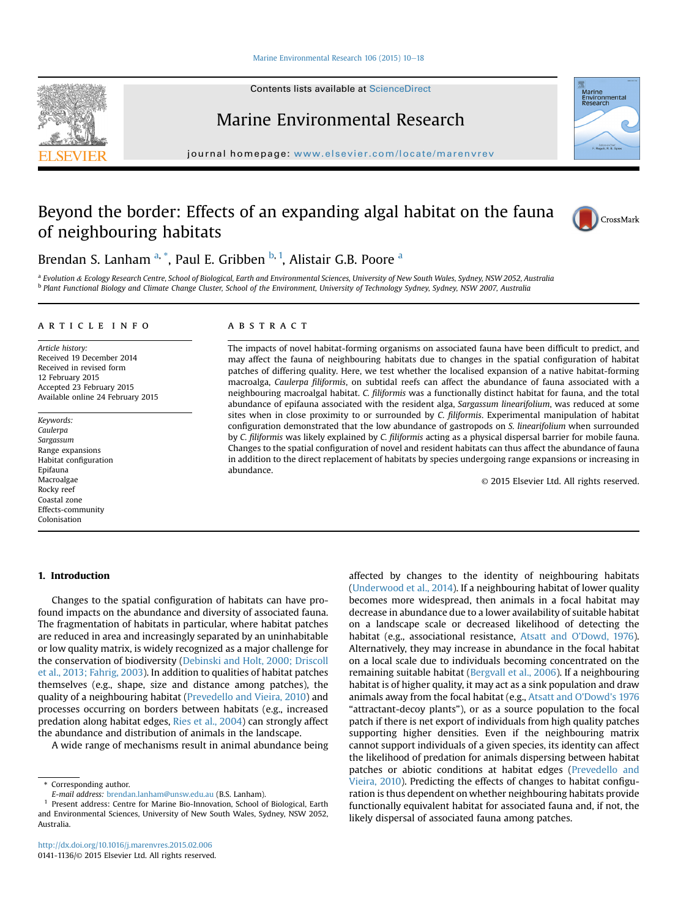# Beyond the border: Effects of an expanding algal habitat on the fauna of neighbouring habitats

Brendan S. Lanham [a,*], Paul E. Gribben [b,1], Alistair G.B. Poore [a]

[a] Evolution & Ecology Research Centre, School of Biological, Earth and Environmental Sciences, University of New South Wales, Sydney, NSW 2052, Australia
[b] Plant Functional Biology and Climate Change Cluster, School of the Environment, University of Technology Sydney, Sydney, NSW 2007, Australia

## ARTICLE INFO

*Article history:*
Received 19 December 2014
Received in revised form
12 February 2015
Accepted 23 February 2015
Available online 24 February 2015

*Keywords:*
*Caulerpa*
*Sargassum*
Range expansions
Habitat configuration
Epifauna
Macroalgae
Rocky reef
Coastal zone
Effects-community
Colonisation

## ABSTRACT

The impacts of novel habitat-forming organisms on associated fauna have been difficult to predict, and may affect the fauna of neighbouring habitats due to changes in the spatial configuration of habitat patches of differing quality. Here, we test whether the localised expansion of a native habitat-forming macroalga, *Caulerpa filiformis*, on subtidal reefs can affect the abundance of fauna associated with a neighbouring macroalgal habitat. *C. filiformis* was a functionally distinct habitat for fauna, and the total abundance of epifauna associated with the resident alga, *Sargassum linearifolium*, was reduced at some sites when in close proximity to or surrounded by *C. filiformis*. Experimental manipulation of habitat configuration demonstrated that the low abundance of gastropods on *S. linearifolium* when surrounded by *C. filiformis* was likely explained by *C. filiformis* acting as a physical dispersal barrier for mobile fauna. Changes to the spatial configuration of novel and resident habitats can thus affect the abundance of fauna in addition to the direct replacement of habitats by species undergoing range expansions or increasing in abundance.

© 2015 Elsevier Ltd. All rights reserved.

## 1. Introduction

Changes to the spatial configuration of habitats can have profound impacts on the abundance and diversity of associated fauna. The fragmentation of habitats in particular, where habitat patches are reduced in area and increasingly separated by an uninhabitable or low quality matrix, is widely recognized as a major challenge for the conservation of biodiversity (Debinski and Holt, 2000; Driscoll et al., 2013; Fahrig, 2003). In addition to qualities of habitat patches themselves (e.g., shape, size and distance among patches), the quality of a neighbouring habitat (Prevedello and Vieira, 2010) and processes occurring on borders between habitats (e.g., increased predation along habitat edges, Ries et al., 2004) can strongly affect the abundance and distribution of animals in the landscape.

A wide range of mechanisms result in animal abundance being affected by changes to the identity of neighbouring habitats (Underwood et al., 2014). If a neighbouring habitat of lower quality becomes more widespread, then animals in a focal habitat may decrease in abundance due to a lower availability of suitable habitat on a landscape scale or decreased likelihood of detecting the habitat (e.g., associational resistance, Atsatt and O'Dowd, 1976). Alternatively, they may increase in abundance in the focal habitat on a local scale due to individuals becoming concentrated on the remaining suitable habitat (Bergvall et al., 2006). If a neighbouring habitat is of higher quality, it may act as a sink population and draw animals away from the focal habitat (e.g., Atsatt and O'Dowd's 1976 "attractant-decoy plants"), or as a source population to the focal patch if there is net export of individuals from high quality patches supporting higher densities. Even if the neighbouring matrix cannot support individuals of a given species, its identity can affect the likelihood of predation for animals dispersing between habitat patches or abiotic conditions at habitat edges (Prevedello and Vieira, 2010). Predicting the effects of changes to habitat configuration is thus dependent on whether neighbouring habitats provide functionally equivalent habitat for associated fauna and, if not, the likely dispersal of associated fauna among patches.

\* Corresponding author.
*E-mail address:* brendan.lanham@unsw.edu.au (B.S. Lanham).
[1] Present address: Centre for Marine Bio-Innovation, School of Biological, Earth and Environmental Sciences, University of New South Wales, Sydney, NSW 2052, Australia.

http://dx.doi.org/10.1016/j.marenvres.2015.02.006
0141-1136/© 2015 Elsevier Ltd. All rights reserved.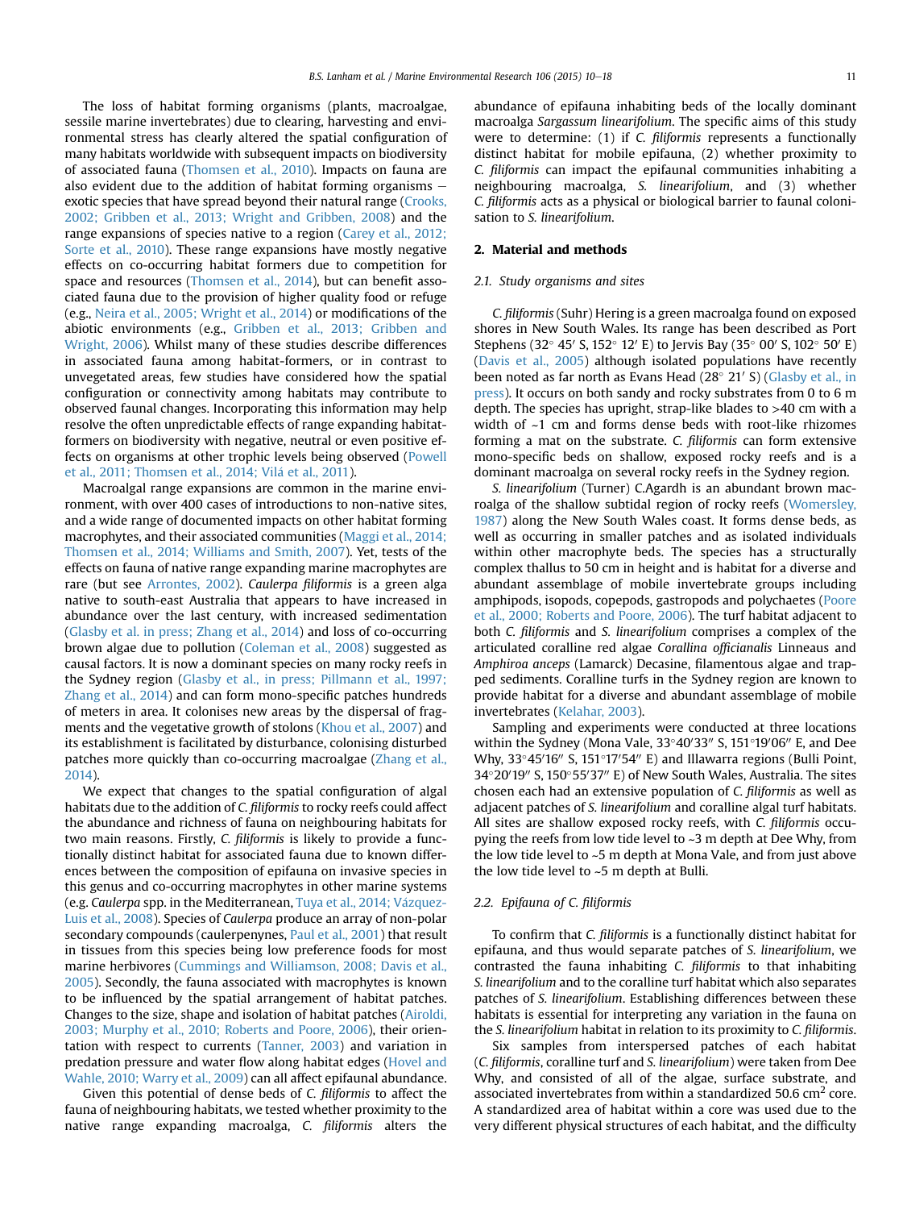The loss of habitat forming organisms (plants, macroalgae, sessile marine invertebrates) due to clearing, harvesting and environmental stress has clearly altered the spatial configuration of many habitats worldwide with subsequent impacts on biodiversity of associated fauna (Thomsen et al., 2010). Impacts on fauna are also evident due to the addition of habitat forming organisms — exotic species that have spread beyond their natural range (Crooks, 2002; Gribben et al., 2013; Wright and Gribben, 2008) and the range expansions of species native to a region (Carey et al., 2012; Sorte et al., 2010). These range expansions have mostly negative effects on co-occurring habitat formers due to competition for space and resources (Thomsen et al., 2014), but can benefit associated fauna due to the provision of higher quality food or refuge (e.g., Neira et al., 2005; Wright et al., 2014) or modifications of the abiotic environments (e.g., Gribben et al., 2013; Gribben and Wright, 2006). Whilst many of these studies describe differences in associated fauna among habitat-formers, or in contrast to unvegetated areas, few studies have considered how the spatial configuration or connectivity among habitats may contribute to observed faunal changes. Incorporating this information may help resolve the often unpredictable effects of range expanding habitat-formers on biodiversity with negative, neutral or even positive effects on organisms at other trophic levels being observed (Powell et al., 2011; Thomsen et al., 2014; Vilá et al., 2011).

Macroalgal range expansions are common in the marine environment, with over 400 cases of introductions to non-native sites, and a wide range of documented impacts on other habitat forming macrophytes, and their associated communities (Maggi et al., 2014; Thomsen et al., 2014; Williams and Smith, 2007). Yet, tests of the effects on fauna of native range expanding marine macrophytes are rare (but see Arrontes, 2002). *Caulerpa filiformis* is a green alga native to south-east Australia that appears to have increased in abundance over the last century, with increased sedimentation (Glasby et al. in press; Zhang et al., 2014) and loss of co-occurring brown algae due to pollution (Coleman et al., 2008) suggested as causal factors. It is now a dominant species on many rocky reefs in the Sydney region (Glasby et al., in press; Pillmann et al., 1997; Zhang et al., 2014) and can form mono-specific patches hundreds of meters in area. It colonises new areas by the dispersal of fragments and the vegetative growth of stolons (Khou et al., 2007) and its establishment is facilitated by disturbance, colonising disturbed patches more quickly than co-occurring macroalgae (Zhang et al., 2014).

We expect that changes to the spatial configuration of algal habitats due to the addition of *C. filiformis* to rocky reefs could affect the abundance and richness of fauna on neighbouring habitats for two main reasons. Firstly, *C. filiformis* is likely to provide a functionally distinct habitat for associated fauna due to known differences between the composition of epifauna on invasive species in this genus and co-occurring macrophytes in other marine systems (e.g. *Caulerpa* spp. in the Mediterranean, Tuya et al., 2014; Vázquez-Luis et al., 2008). Species of *Caulerpa* produce an array of non-polar secondary compounds (caulerpenynes, Paul et al., 2001) that result in tissues from this species being low preference foods for most marine herbivores (Cummings and Williamson, 2008; Davis et al., 2005). Secondly, the fauna associated with macrophytes is known to be influenced by the spatial arrangement of habitat patches. Changes to the size, shape and isolation of habitat patches (Airoldi, 2003; Murphy et al., 2010; Roberts and Poore, 2006), their orientation with respect to currents (Tanner, 2003) and variation in predation pressure and water flow along habitat edges (Hovel and Wahle, 2010; Warry et al., 2009) can all affect epifaunal abundance.

Given this potential of dense beds of *C. filiformis* to affect the fauna of neighbouring habitats, we tested whether proximity to the native range expanding macroalga, *C. filiformis* alters the abundance of epifauna inhabiting beds of the locally dominant macroalga *Sargassum linearifolium*. The specific aims of this study were to determine: (1) if *C. filiformis* represents a functionally distinct habitat for mobile epifauna, (2) whether proximity to *C. filiformis* can impact the epifaunal communities inhabiting a neighbouring macroalga, *S. linearifolium*, and (3) whether *C. filiformis* acts as a physical or biological barrier to faunal colonisation to *S. linearifolium*.

## 2. Material and methods

### 2.1. Study organisms and sites

*C. filiformis* (Suhr) Hering is a green macroalga found on exposed shores in New South Wales. Its range has been described as Port Stephens (32° 45′ S, 152° 12′ E) to Jervis Bay (35° 00′ S, 102° 50′ E) (Davis et al., 2005) although isolated populations have recently been noted as far north as Evans Head (28° 21′ S) (Glasby et al., in press). It occurs on both sandy and rocky substrates from 0 to 6 m depth. The species has upright, strap-like blades to >40 cm with a width of ~1 cm and forms dense beds with root-like rhizomes forming a mat on the substrate. *C. filiformis* can form extensive mono-specific beds on shallow, exposed rocky reefs and is a dominant macroalga on several rocky reefs in the Sydney region.

*S. linearifolium* (Turner) C.Agardh is an abundant brown macroalga of the shallow subtidal region of rocky reefs (Womersley, 1987) along the New South Wales coast. It forms dense beds, as well as occurring in smaller patches and as isolated individuals within other macrophyte beds. The species has a structurally complex thallus to 50 cm in height and is habitat for a diverse and abundant assemblage of mobile invertebrate groups including amphipods, isopods, copepods, gastropods and polychaetes (Poore et al., 2000; Roberts and Poore, 2006). The turf habitat adjacent to both *C. filiformis* and *S. linearifolium* comprises a complex of the articulated coralline red algae *Corallina officianalis* Linneaus and *Amphiroa anceps* (Lamarck) Decasine, filamentous algae and trapped sediments. Coralline turfs in the Sydney region are known to provide habitat for a diverse and abundant assemblage of mobile invertebrates (Kelahar, 2003).

Sampling and experiments were conducted at three locations within the Sydney (Mona Vale, 33°40′33″ S, 151°19′06″ E, and Dee Why, 33°45′16″ S, 151°17′54″ E) and Illawarra regions (Bulli Point, 34°20′19″ S, 150°55′37″ E) of New South Wales, Australia. The sites chosen each had an extensive population of *C. filiformis* as well as adjacent patches of *S. linearifolium* and coralline algal turf habitats. All sites are shallow exposed rocky reefs, with *C. filiformis* occupying the reefs from low tide level to ~3 m depth at Dee Why, from the low tide level to ~5 m depth at Mona Vale, and from just above the low tide level to ~5 m depth at Bulli.

### 2.2. Epifauna of C. filiformis

To confirm that *C. filiformis* is a functionally distinct habitat for epifauna, and thus would separate patches of *S. linearifolium*, we contrasted the fauna inhabiting *C. filiformis* to that inhabiting *S. linearifolium* and to the coralline turf habitat which also separates patches of *S. linearifolium*. Establishing differences between these habitats is essential for interpreting any variation in the fauna on the *S. linearifolium* habitat in relation to its proximity to *C. filiformis*.

Six samples from interspersed patches of each habitat (*C. filiformis*, coralline turf and *S. linearifolium*) were taken from Dee Why, and consisted of all of the algae, surface substrate, and associated invertebrates from within a standardized 50.6 $cm^2$ core. A standardized area of habitat within a core was used due to the very different physical structures of each habitat, and the difficulty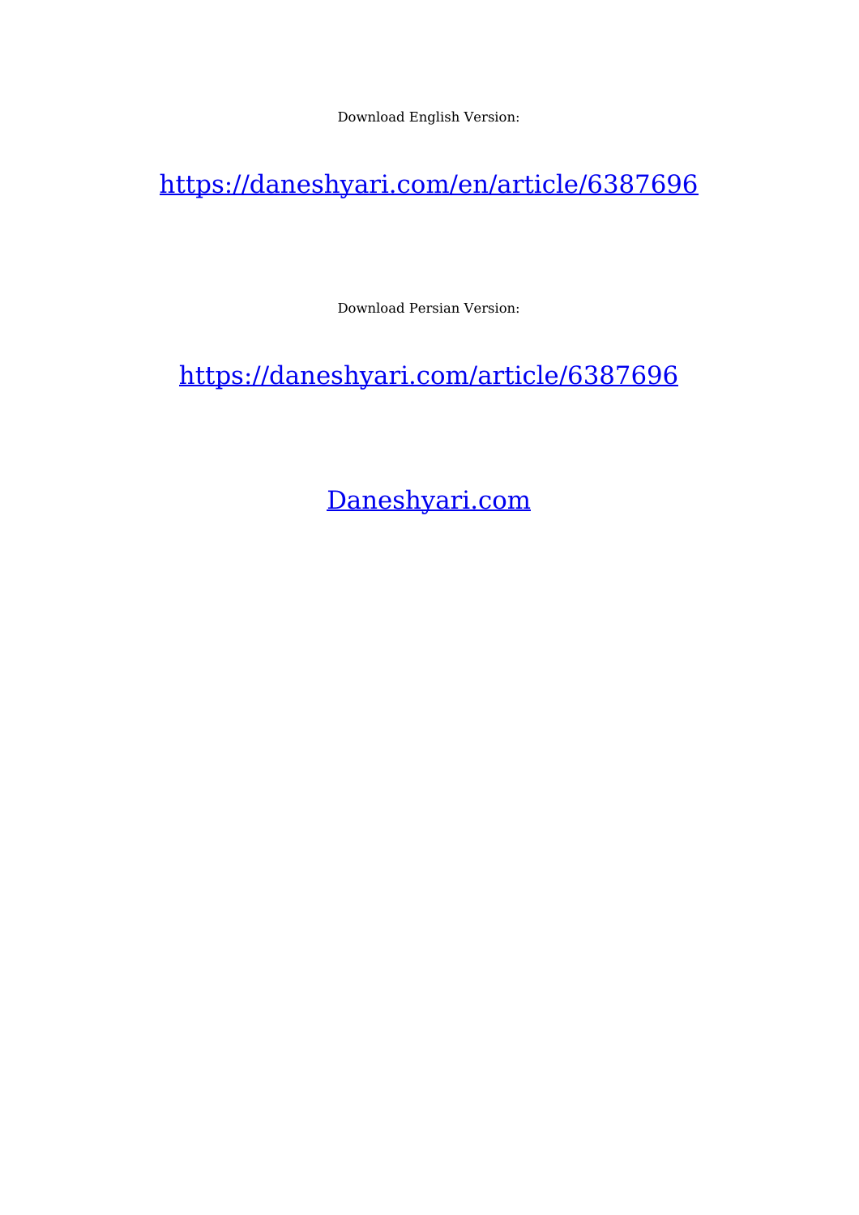Download English Version:

[https://daneshyari.com/en/article/6387696](https://daneshyari.com/en/article/6387696)

Download Persian Version:

[https://daneshyari.com/article/6387696](https://daneshyari.com/article/6387696)

[Daneshyari.com](https://daneshyari.com)